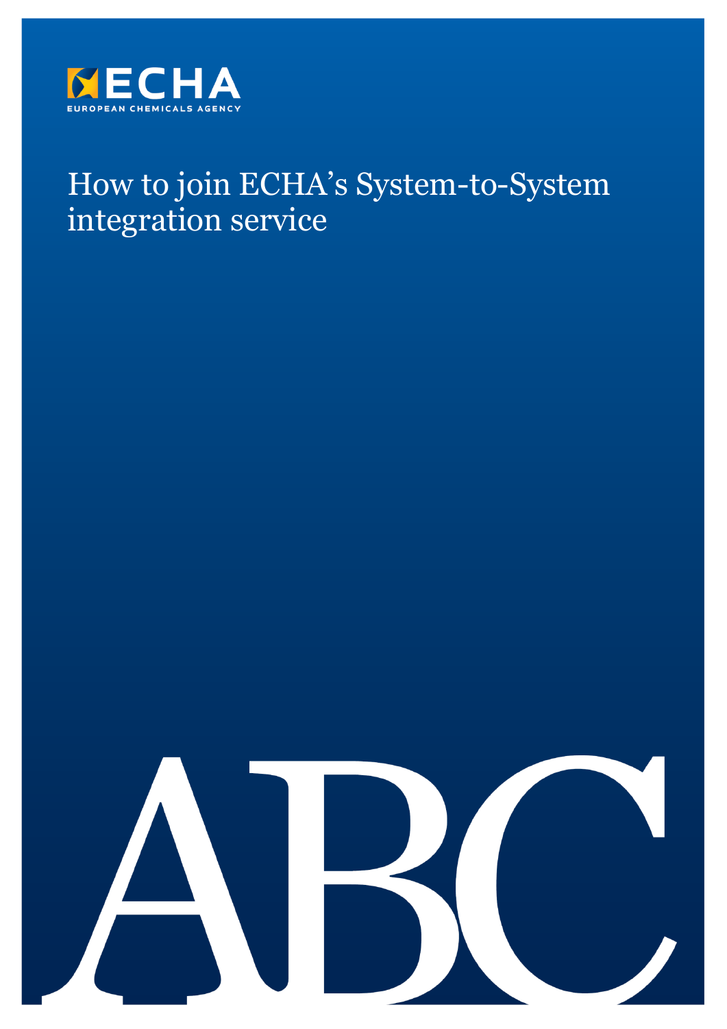ECHA

EUROPEAN CHEMICALS AGENCY

# How to join ECHA's System-to-System integration service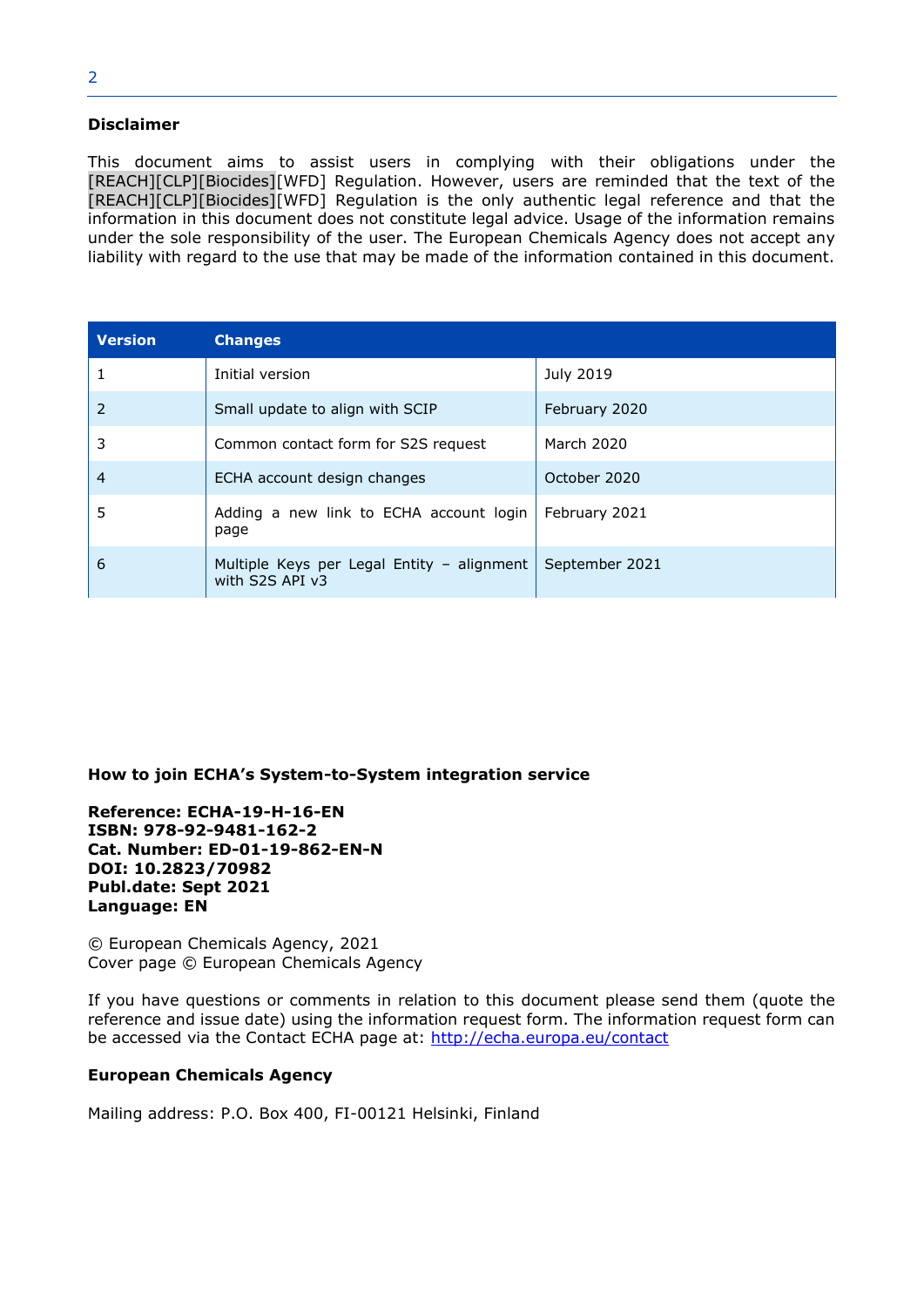**Disclaimer**

This document aims to assist users in complying with their obligations under the [REACH][CLP][Biocides][WFD] Regulation. However, users are reminded that the text of the [REACH][CLP][Biocides][WFD] Regulation is the only authentic legal reference and that the information in this document does not constitute legal advice. Usage of the information remains under the sole responsibility of the user. The European Chemicals Agency does not accept any liability with regard to the use that may be made of the information contained in this document.

| Version | Changes | |
|---|---|---|
| 1 | Initial version | July 2019 |
| 2 | Small update to align with SCIP | February 2020 |
| 3 | Common contact form for S2S request | March 2020 |
| 4 | ECHA account design changes | October 2020 |
| 5 | Adding a new link to ECHA account login page | February 2021 |
| 6 | Multiple Keys per Legal Entity – alignment with S2S API v3 | September 2021 |

**How to join ECHA's System-to-System integration service**

**Reference: ECHA-19-H-16-EN**
**ISBN: 978-92-9481-162-2**
**Cat. Number: ED-01-19-862-EN-N**
**DOI: 10.2823/70982**
**Publ.date: Sept 2021**
**Language: EN**

© European Chemicals Agency, 2021
Cover page © European Chemicals Agency

If you have questions or comments in relation to this document please send them (quote the reference and issue date) using the information request form. The information request form can be accessed via the Contact ECHA page at: http://echa.europa.eu/contact

**European Chemicals Agency**

Mailing address: P.O. Box 400, FI-00121 Helsinki, Finland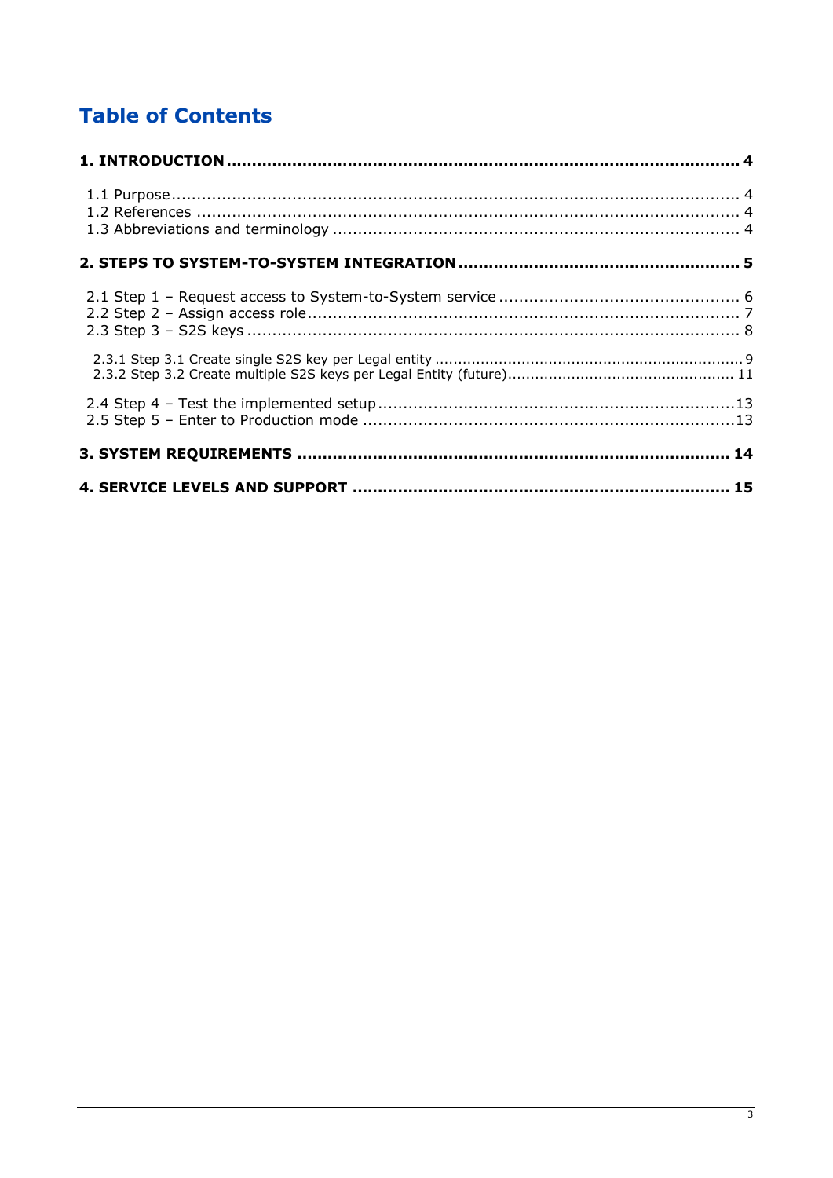# Table of Contents

**1. INTRODUCTION .......... 4**

- 1.1 Purpose .......... 4
- 1.2 References .......... 4
- 1.3 Abbreviations and terminology .......... 4

**2. STEPS TO SYSTEM-TO-SYSTEM INTEGRATION .......... 5**

- 2.1 Step 1 – Request access to System-to-System service .......... 6
- 2.2 Step 2 – Assign access role .......... 7
- 2.3 Step 3 – S2S keys .......... 8
  - 2.3.1 Step 3.1 Create single S2S key per Legal entity .......... 9
  - 2.3.2 Step 3.2 Create multiple S2S keys per Legal Entity (future) .......... 11
- 2.4 Step 4 – Test the implemented setup .......... 13
- 2.5 Step 5 – Enter to Production mode .......... 13

**3. SYSTEM REQUIREMENTS .......... 14**

**4. SERVICE LEVELS AND SUPPORT .......... 15**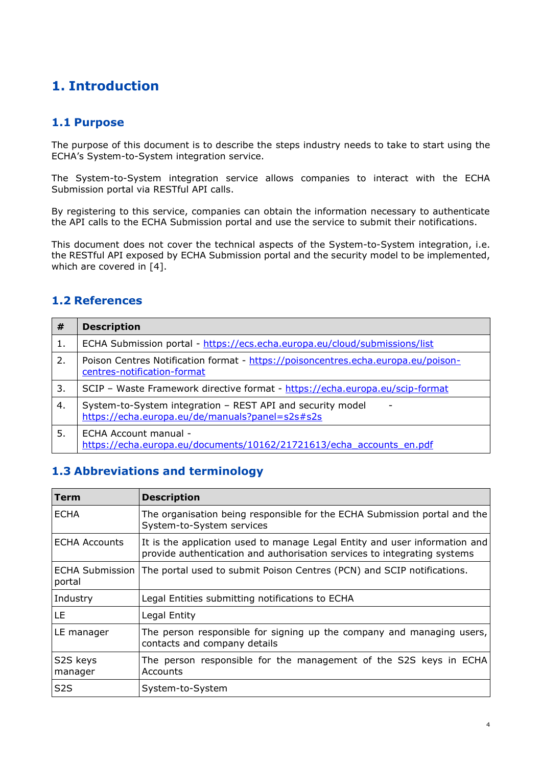# 1. Introduction

## 1.1 Purpose

The purpose of this document is to describe the steps industry needs to take to start using the ECHA's System-to-System integration service.

The System-to-System integration service allows companies to interact with the ECHA Submission portal via RESTful API calls.

By registering to this service, companies can obtain the information necessary to authenticate the API calls to the ECHA Submission portal and use the service to submit their notifications.

This document does not cover the technical aspects of the System-to-System integration, i.e. the RESTful API exposed by ECHA Submission portal and the security model to be implemented, which are covered in [4].

## 1.2 References

| # | Description |
|---|---|
| 1. | ECHA Submission portal - https://ecs.echa.europa.eu/cloud/submissions/list |
| 2. | Poison Centres Notification format - https://poisoncentres.echa.europa.eu/poison-centres-notification-format |
| 3. | SCIP – Waste Framework directive format - https://echa.europa.eu/scip-format |
| 4. | System-to-System integration – REST API and security model - https://echa.europa.eu/de/manuals?panel=s2s#s2s |
| 5. | ECHA Account manual - https://echa.europa.eu/documents/10162/21721613/echa_accounts_en.pdf |

## 1.3 Abbreviations and terminology

| Term | Description |
|---|---|
| ECHA | The organisation being responsible for the ECHA Submission portal and the System-to-System services |
| ECHA Accounts | It is the application used to manage Legal Entity and user information and provide authentication and authorisation services to integrating systems |
| ECHA Submission portal | The portal used to submit Poison Centres (PCN) and SCIP notifications. |
| Industry | Legal Entities submitting notifications to ECHA |
| LE | Legal Entity |
| LE manager | The person responsible for signing up the company and managing users, contacts and company details |
| S2S keys manager | The person responsible for the management of the S2S keys in ECHA Accounts |
| S2S | System-to-System |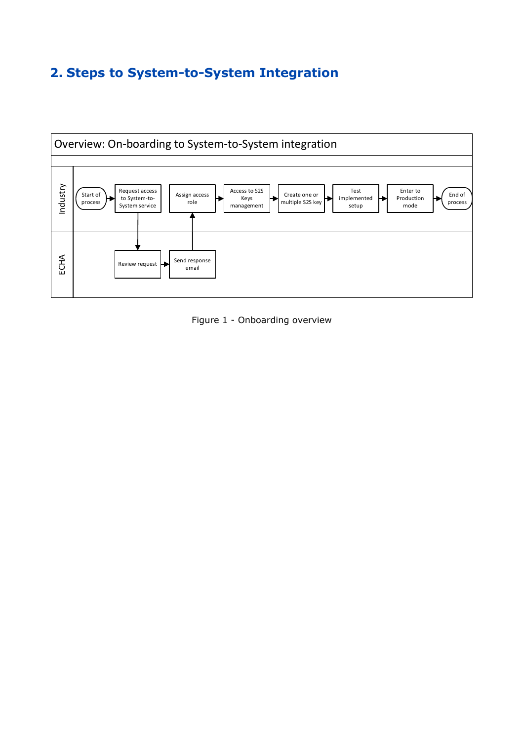## 2. Steps to System-to-System Integration

Overview: On-boarding to System-to-System integration

Industry: Start of process → Request access to System-to-System service → Assign access role → Access to S2S Keys management → Create one or multiple S2S key → Test implemented setup → Enter to Production mode → End of process

ECHA: Review request → Send response email

Figure 1 - Onboarding overview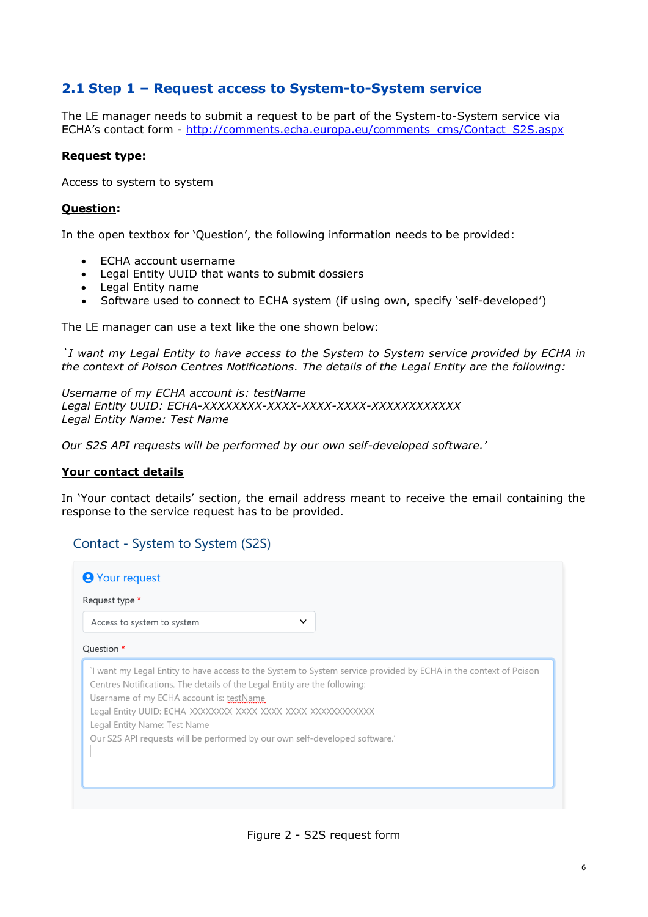## 2.1 Step 1 – Request access to System-to-System service

The LE manager needs to submit a request to be part of the System-to-System service via ECHA's contact form - http://comments.echa.europa.eu/comments_cms/Contact_S2S.aspx

**Request type:**

Access to system to system

**Question:**

In the open textbox for 'Question', the following information needs to be provided:

- ECHA account username
- Legal Entity UUID that wants to submit dossiers
- Legal Entity name
- Software used to connect to ECHA system (if using own, specify 'self-developed')

The LE manager can use a text like the one shown below:

*`I want my Legal Entity to have access to the System to System service provided by ECHA in the context of Poison Centres Notifications. The details of the Legal Entity are the following:*

*Username of my ECHA account is: testName*
*Legal Entity UUID: ECHA-XXXXXXXX-XXXX-XXXX-XXXX-XXXXXXXXXXXX*
*Legal Entity Name: Test Name*

*Our S2S API requests will be performed by our own self-developed software.'*

**Your contact details**

In 'Your contact details' section, the email address meant to receive the email containing the response to the service request has to be provided.

Contact - System to System (S2S)

Your request

Request type *

Access to system to system

Question *

`I want my Legal Entity to have access to the System to System service provided by ECHA in the context of Poison Centres Notifications. The details of the Legal Entity are the following:
Username of my ECHA account is: testName
Legal Entity UUID: ECHA-XXXXXXXX-XXXX-XXXX-XXXX-XXXXXXXXXXXX
Legal Entity Name: Test Name
Our S2S API requests will be performed by our own self-developed software.'

Figure 2 - S2S request form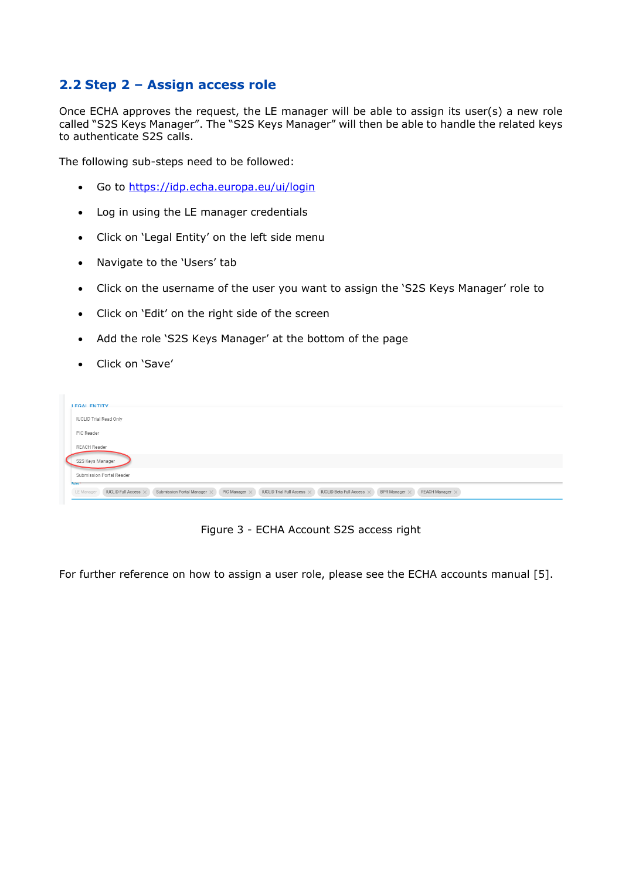## 2.2 Step 2 – Assign access role

Once ECHA approves the request, the LE manager will be able to assign its user(s) a new role called "S2S Keys Manager". The "S2S Keys Manager" will then be able to handle the related keys to authenticate S2S calls.

The following sub-steps need to be followed:

- Go to https://idp.echa.europa.eu/ui/login
- Log in using the LE manager credentials
- Click on 'Legal Entity' on the left side menu
- Navigate to the 'Users' tab
- Click on the username of the user you want to assign the 'S2S Keys Manager' role to
- Click on 'Edit' on the right side of the screen
- Add the role 'S2S Keys Manager' at the bottom of the page
- Click on 'Save'

Figure 3 - ECHA Account S2S access right

For further reference on how to assign a user role, please see the ECHA accounts manual [5].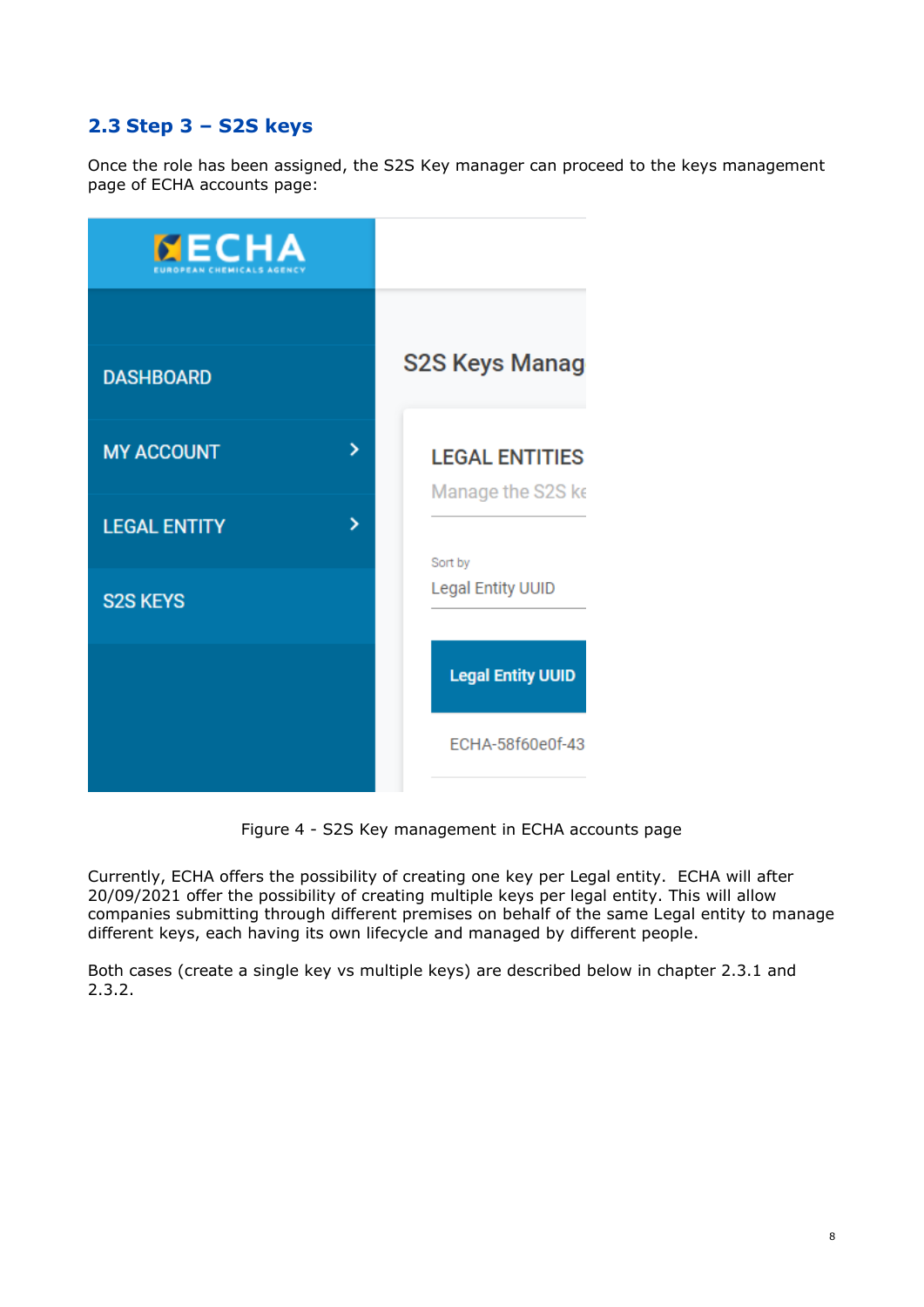## 2.3 Step 3 – S2S keys

Once the role has been assigned, the S2S Key manager can proceed to the keys management page of ECHA accounts page:

Figure 4 - S2S Key management in ECHA accounts page

Currently, ECHA offers the possibility of creating one key per Legal entity. ECHA will after 20/09/2021 offer the possibility of creating multiple keys per legal entity. This will allow companies submitting through different premises on behalf of the same Legal entity to manage different keys, each having its own lifecycle and managed by different people.

Both cases (create a single key vs multiple keys) are described below in chapter 2.3.1 and 2.3.2.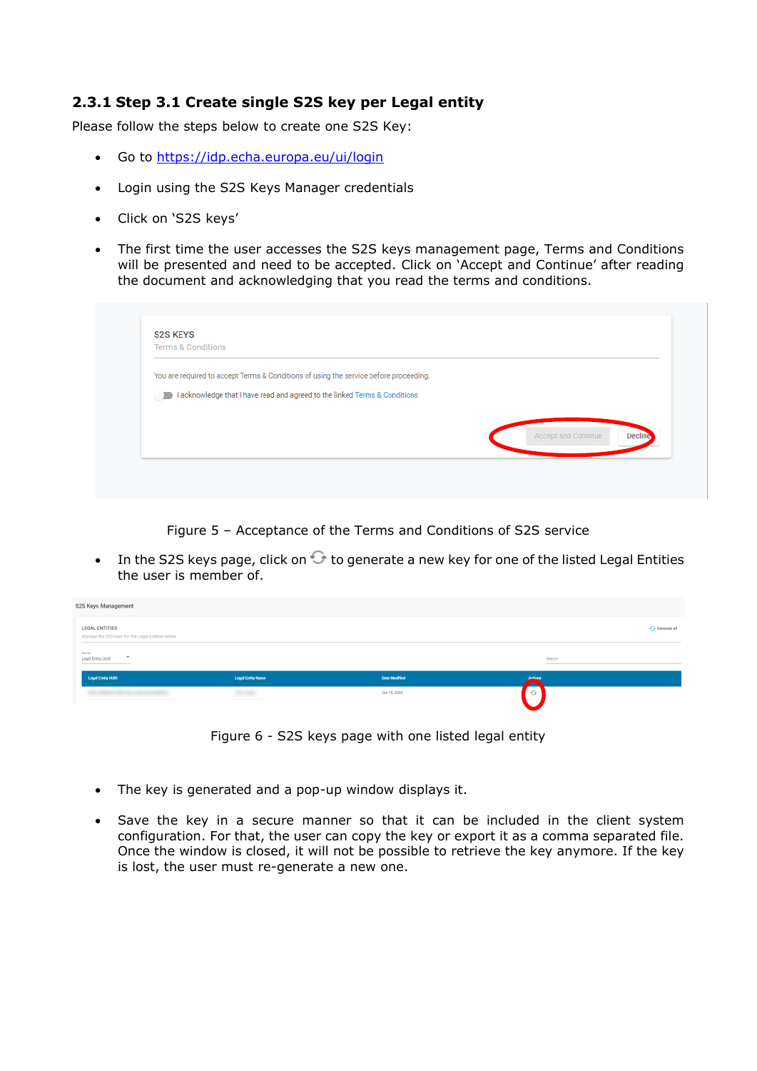### 2.3.1 Step 3.1 Create single S2S key per Legal entity

Please follow the steps below to create one S2S Key:

- Go to https://idp.echa.europa.eu/ui/login
- Login using the S2S Keys Manager credentials
- Click on 'S2S keys'
- The first time the user accesses the S2S keys management page, Terms and Conditions will be presented and need to be accepted. Click on 'Accept and Continue' after reading the document and acknowledging that you read the terms and conditions.

Figure 5 – Acceptance of the Terms and Conditions of S2S service

- In the S2S keys page, click on ⟳ to generate a new key for one of the listed Legal Entities the user is member of.

Figure 6 - S2S keys page with one listed legal entity

- The key is generated and a pop-up window displays it.
- Save the key in a secure manner so that it can be included in the client system configuration. For that, the user can copy the key or export it as a comma separated file. Once the window is closed, it will not be possible to retrieve the key anymore. If the key is lost, the user must re-generate a new one.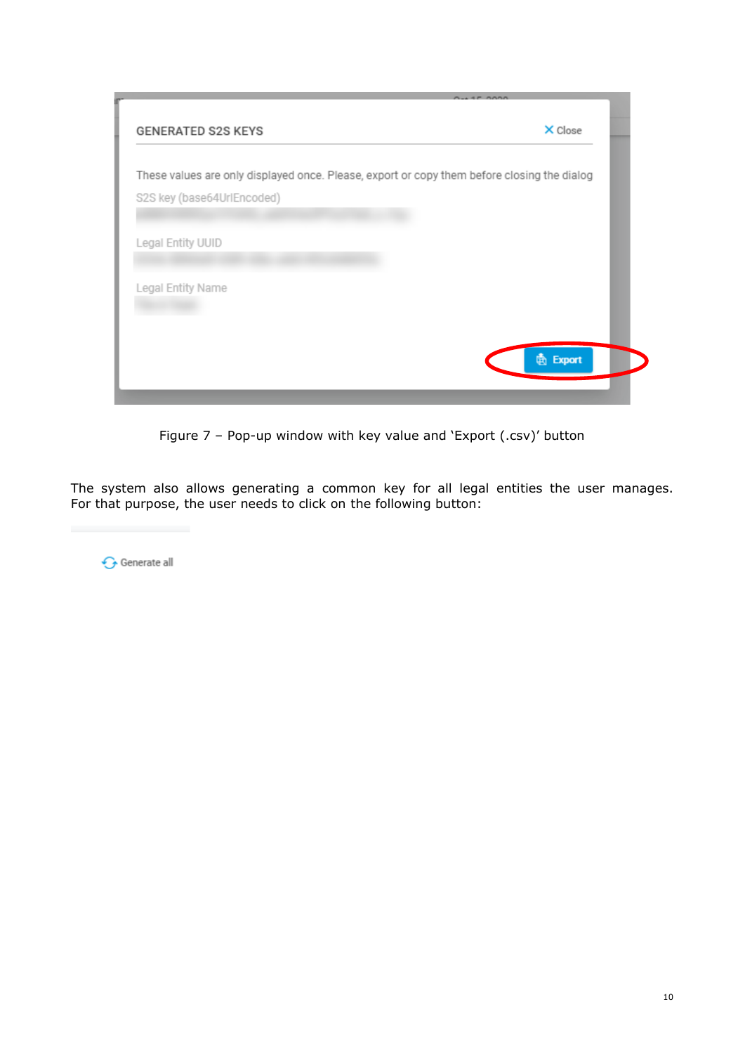Figure 7 – Pop-up window with key value and 'Export (.csv)' button

The system also allows generating a common key for all legal entities the user manages. For that purpose, the user needs to click on the following button: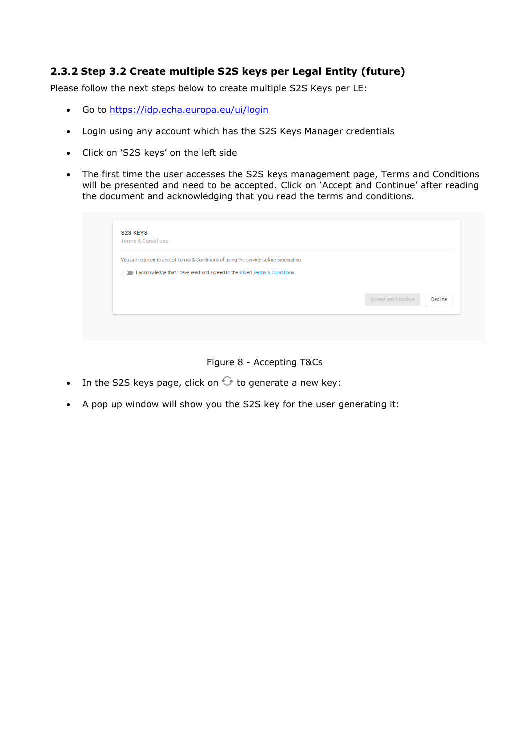### 2.3.2 Step 3.2 Create multiple S2S keys per Legal Entity (future)

Please follow the next steps below to create multiple S2S Keys per LE:

- Go to https://idp.echa.europa.eu/ui/login
- Login using any account which has the S2S Keys Manager credentials
- Click on 'S2S keys' on the left side
- The first time the user accesses the S2S keys management page, Terms and Conditions will be presented and need to be accepted. Click on 'Accept and Continue' after reading the document and acknowledging that you read the terms and conditions.

Figure 8 - Accepting T&Cs

- In the S2S keys page, click on ⟳ to generate a new key:
- A pop up window will show you the S2S key for the user generating it: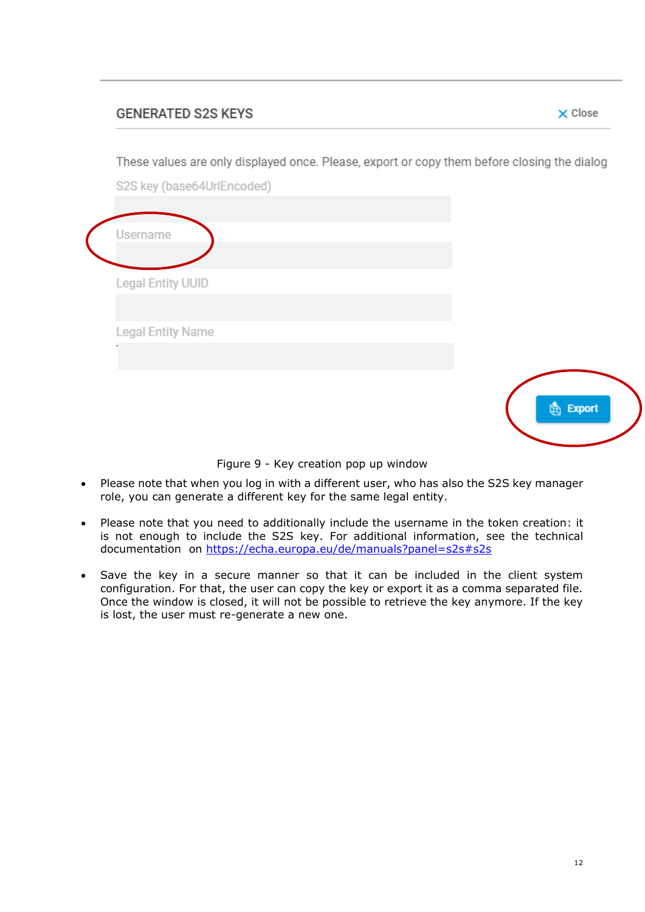GENERATED S2S KEYS

Close

These values are only displayed once. Please, export or copy them before closing the dialog

S2S key (base64UrlEncoded)

Username

Legal Entity UUID

Legal Entity Name

Export

Figure 9 - Key creation pop up window

- Please note that when you log in with a different user, who has also the S2S key manager role, you can generate a different key for the same legal entity.
- Please note that you need to additionally include the username in the token creation: it is not enough to include the S2S key. For additional information, see the technical documentation on https://echa.europa.eu/de/manuals?panel=s2s#s2s
- Save the key in a secure manner so that it can be included in the client system configuration. For that, the user can copy the key or export it as a comma separated file. Once the window is closed, it will not be possible to retrieve the key anymore. If the key is lost, the user must re-generate a new one.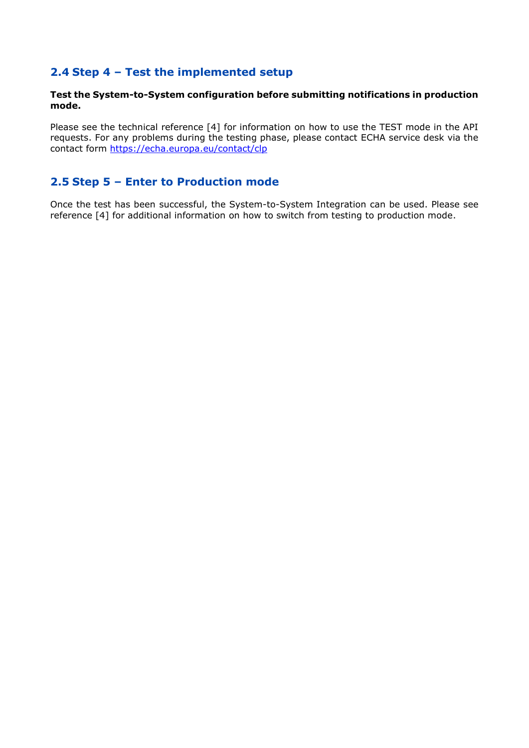## 2.4 Step 4 – Test the implemented setup

**Test the System-to-System configuration before submitting notifications in production mode.**

Please see the technical reference [4] for information on how to use the TEST mode in the API requests. For any problems during the testing phase, please contact ECHA service desk via the contact form https://echa.europa.eu/contact/clp

## 2.5 Step 5 – Enter to Production mode

Once the test has been successful, the System-to-System Integration can be used. Please see reference [4] for additional information on how to switch from testing to production mode.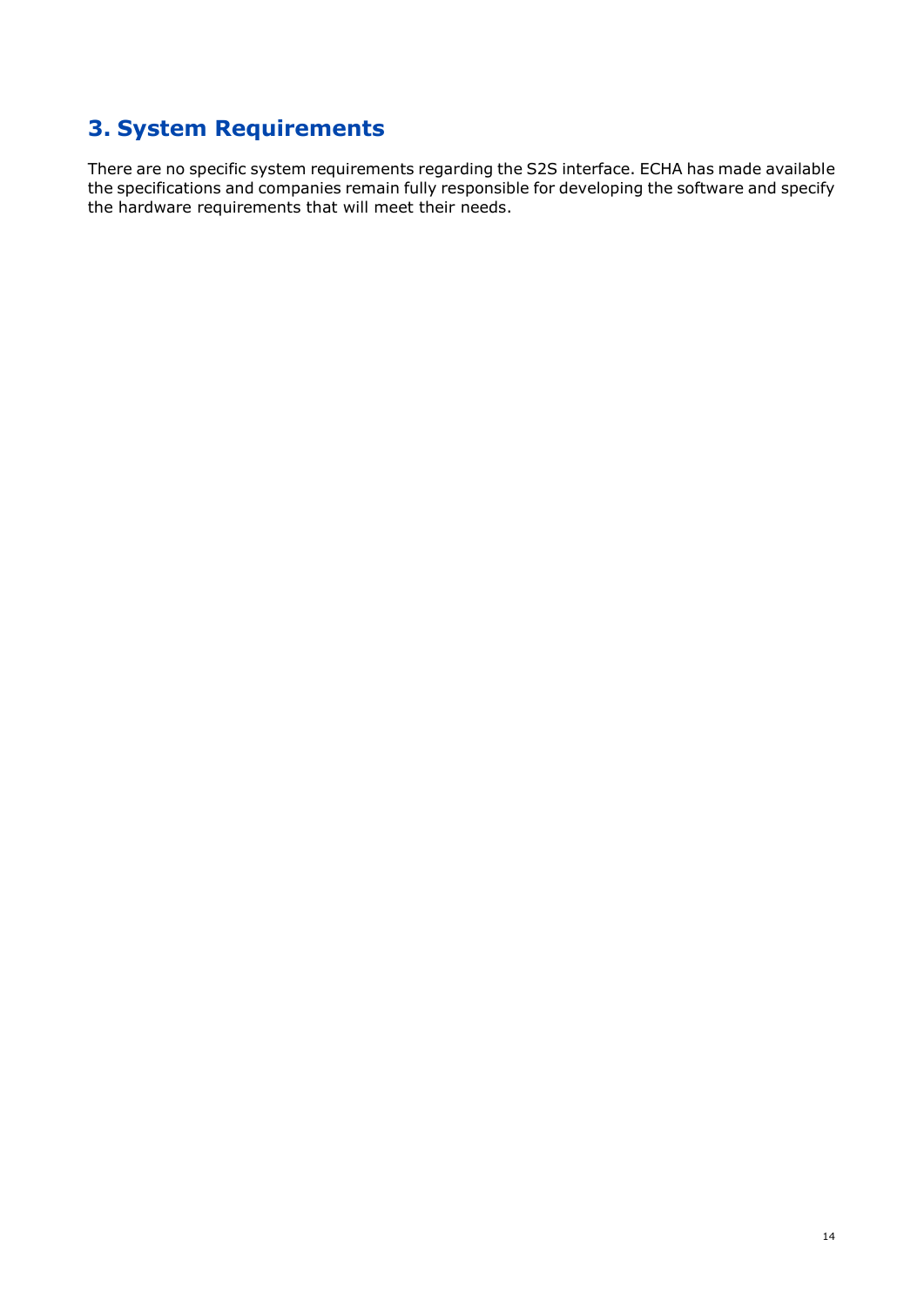# 3. System Requirements

There are no specific system requirements regarding the S2S interface. ECHA has made available the specifications and companies remain fully responsible for developing the software and specify the hardware requirements that will meet their needs.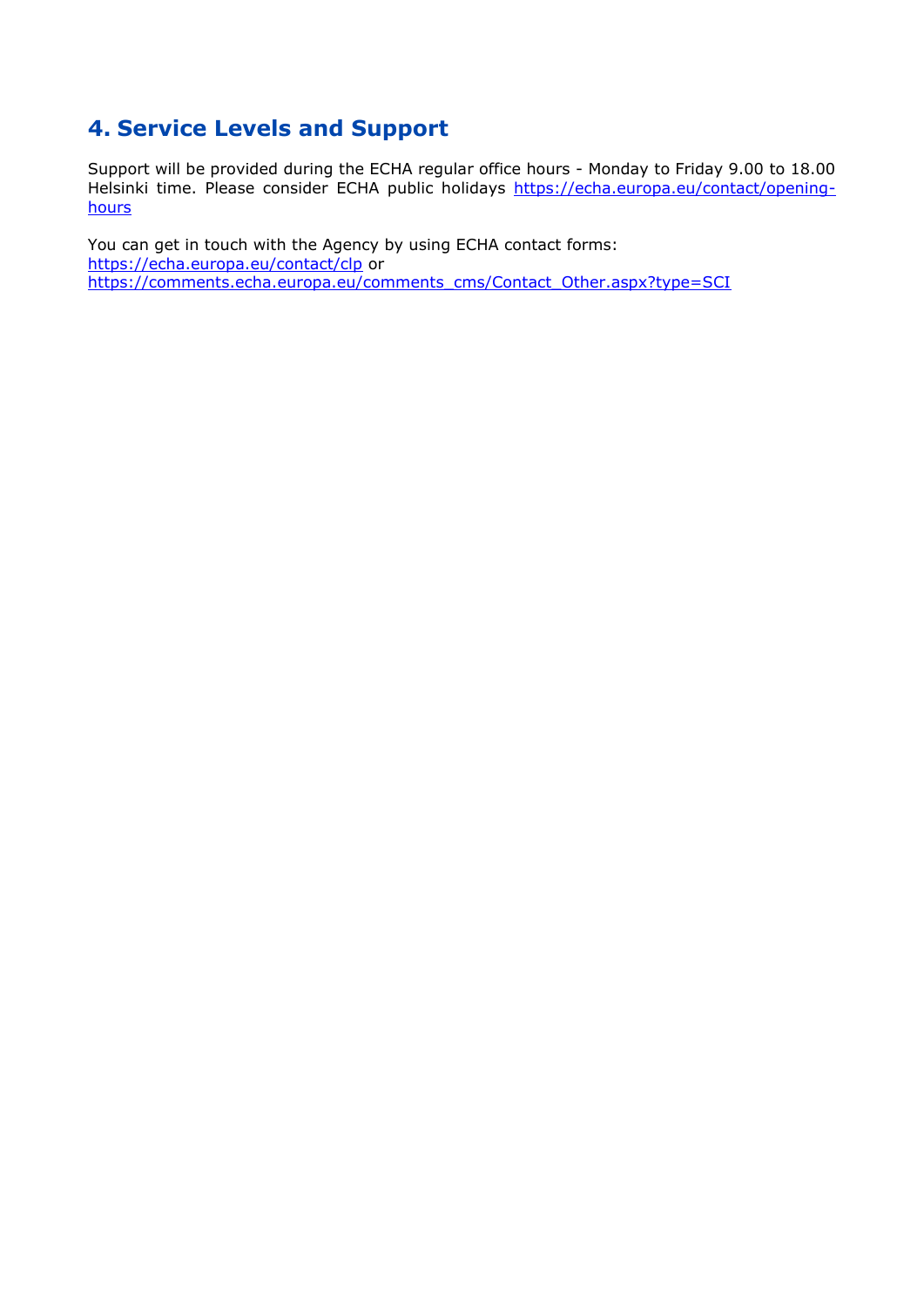# 4. Service Levels and Support

Support will be provided during the ECHA regular office hours - Monday to Friday 9.00 to 18.00 Helsinki time. Please consider ECHA public holidays https://echa.europa.eu/contact/opening-hours

You can get in touch with the Agency by using ECHA contact forms:
https://echa.europa.eu/contact/clp or
https://comments.echa.europa.eu/comments_cms/Contact_Other.aspx?type=SCI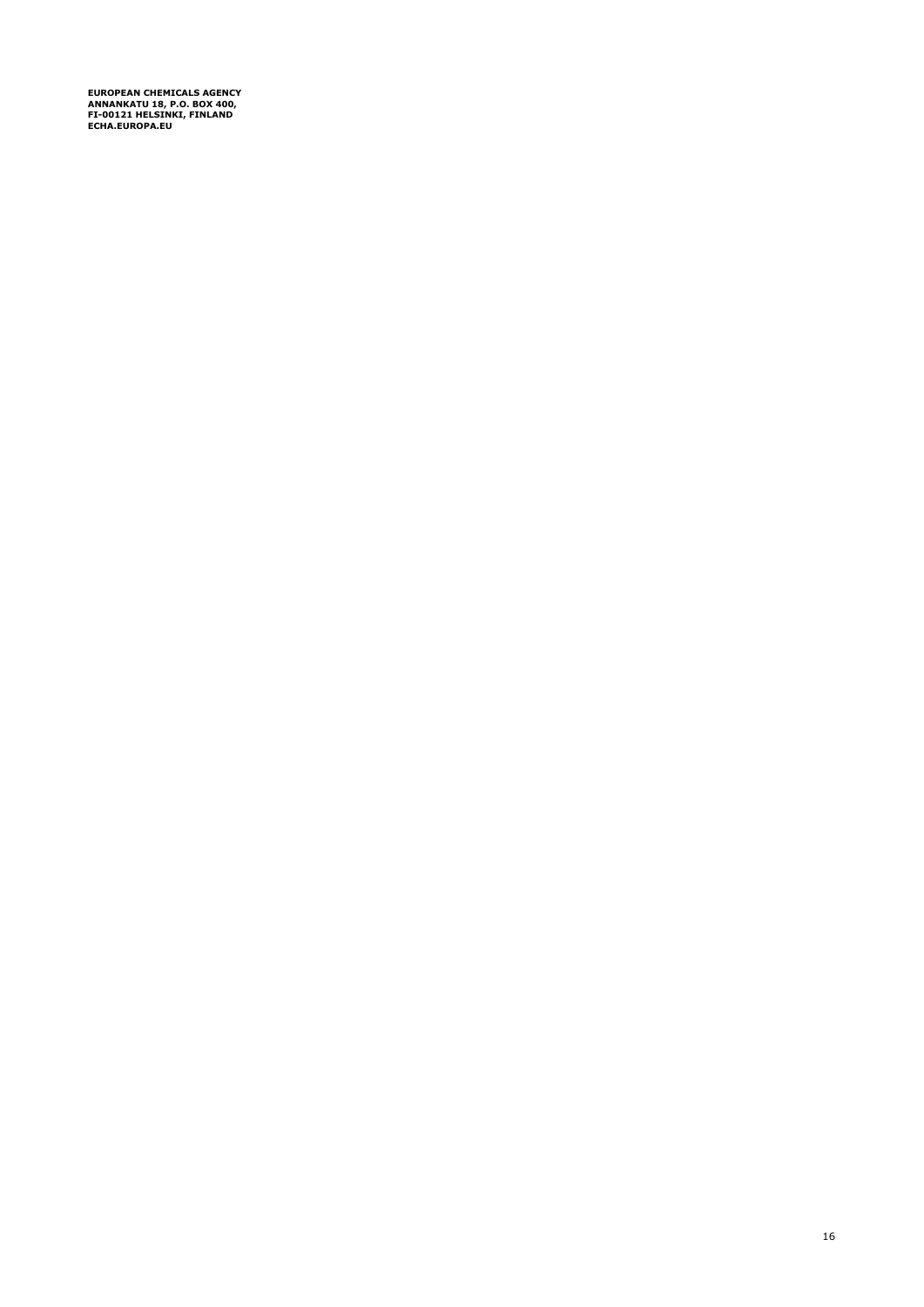**EUROPEAN CHEMICALS AGENCY**
**ANNANKATU 18, P.O. BOX 400,**
**FI-00121 HELSINKI, FINLAND**
**ECHA.EUROPA.EU**